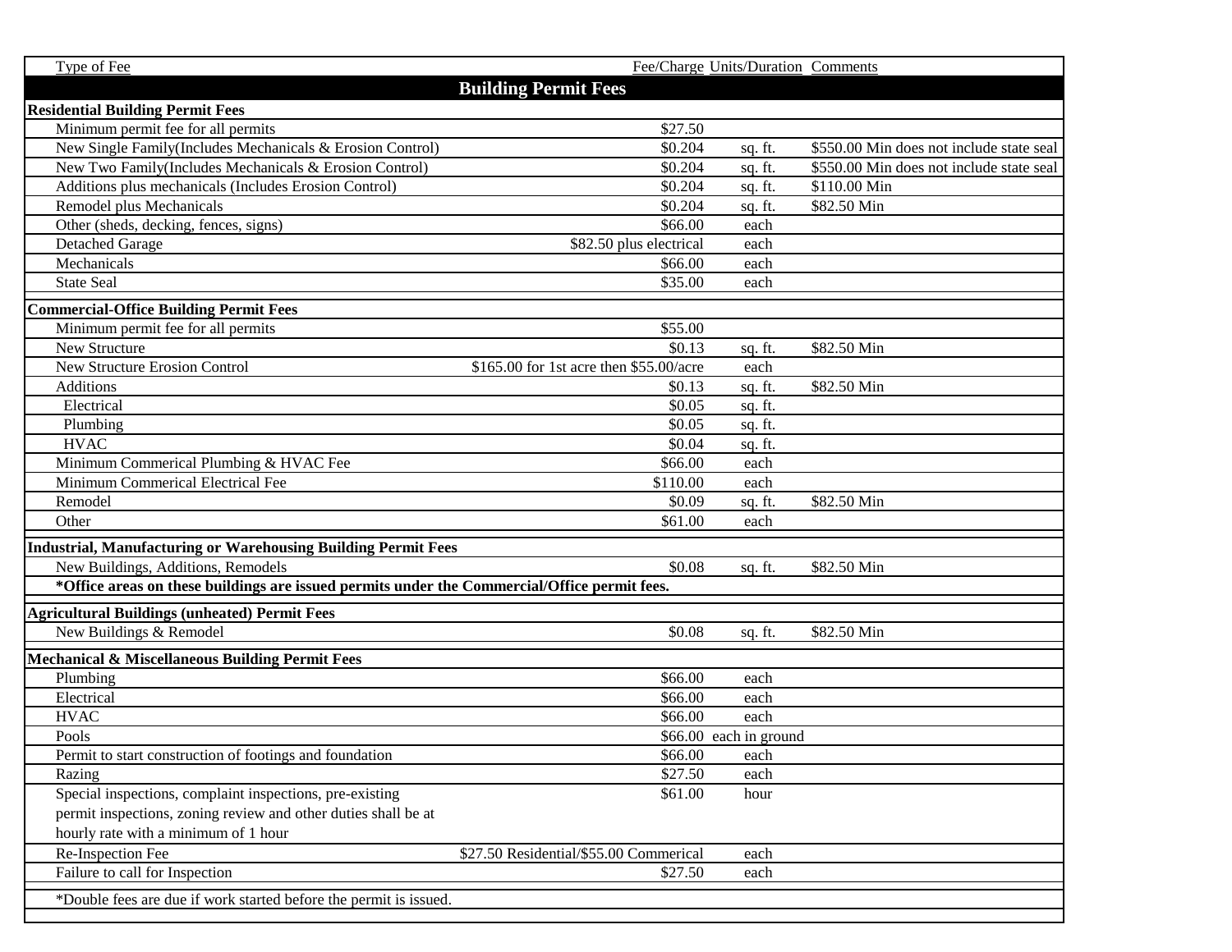| Type of Fee | Fee/Charge | Units/Duration | Comments |
|---|---|---|---|
| **Building Permit Fees** | | | |
| **Residential Building Permit Fees** | | | |
| Minimum permit fee for all permits | $27.50 | | |
| New Single Family(Includes Mechanicals & Erosion Control) | $0.204 | sq. ft. | $550.00 Min does not include state seal |
| New Two Family(Includes Mechanicals & Erosion Control) | $0.204 | sq. ft. | $550.00 Min does not include state seal |
| Additions plus mechanicals (Includes Erosion Control) | $0.204 | sq. ft. | $110.00 Min |
| Remodel plus Mechanicals | $0.204 | sq. ft. | $82.50 Min |
| Other (sheds, decking, fences, signs) | $66.00 | each | |
| Detached Garage | $82.50 plus electrical | each | |
| Mechanicals | $66.00 | each | |
| State Seal | $35.00 | each | |
| **Commercial-Office Building Permit Fees** | | | |
| Minimum permit fee for all permits | $55.00 | | |
| New Structure | $0.13 | sq. ft. | $82.50 Min |
| New Structure Erosion Control | $165.00 for 1st acre then $55.00/acre | each | |
| Additions | $0.13 | sq. ft. | $82.50 Min |
| Electrical | $0.05 | sq. ft. | |
| Plumbing | $0.05 | sq. ft. | |
| HVAC | $0.04 | sq. ft. | |
| Minimum Commerical Plumbing & HVAC Fee | $66.00 | each | |
| Minimum Commerical Electrical Fee | $110.00 | each | |
| Remodel | $0.09 | sq. ft. | $82.50 Min |
| Other | $61.00 | each | |
| **Industrial, Manufacturing or Warehousing Building Permit Fees** | | | |
| New Buildings, Additions, Remodels | $0.08 | sq. ft. | $82.50 Min |
| ***Office areas on these buildings are issued permits under the Commercial/Office permit fees.** | | | |
| **Agricultural Buildings (unheated) Permit Fees** | | | |
| New Buildings & Remodel | $0.08 | sq. ft. | $82.50 Min |
| **Mechanical & Miscellaneous Building Permit Fees** | | | |
| Plumbing | $66.00 | each | |
| Electrical | $66.00 | each | |
| HVAC | $66.00 | each | |
| Pools | $66.00 | each in ground | |
| Permit to start construction of footings and foundation | $66.00 | each | |
| Razing | $27.50 | each | |
| Special inspections, complaint inspections, pre-existing permit inspections, zoning review and other duties shall be at hourly rate with a minimum of 1 hour | $61.00 | hour | |
| Re-Inspection Fee | $27.50 Residential/$55.00 Commerical | each | |
| Failure to call for Inspection | $27.50 | each | |
| *Double fees are due if work started before the permit is issued. | | | |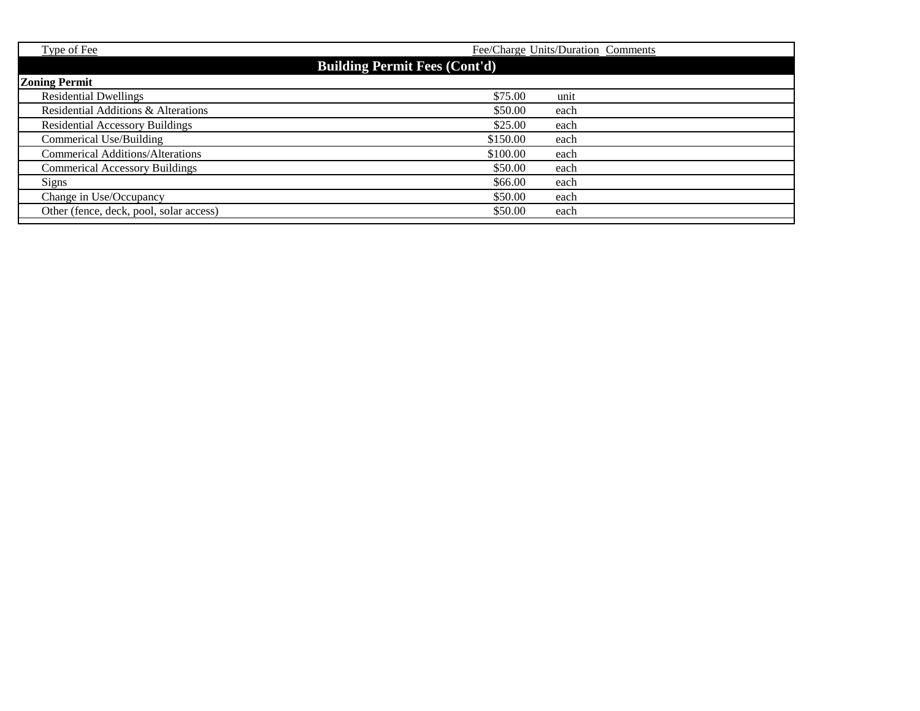| Type of Fee | Fee/Charge | Units/Duration | Comments |
|---|---|---|---|
| **Building Permit Fees (Cont'd)** | | | |
| **Zoning Permit** | | | |
| Residential Dwellings | $75.00 | unit | |
| Residential Additions & Alterations | $50.00 | each | |
| Residential Accessory Buildings | $25.00 | each | |
| Commerical Use/Building | $150.00 | each | |
| Commerical Additions/Alterations | $100.00 | each | |
| Commerical Accessory Buildings | $50.00 | each | |
| Signs | $66.00 | each | |
| Change in Use/Occupancy | $50.00 | each | |
| Other (fence, deck, pool, solar access) | $50.00 | each | |